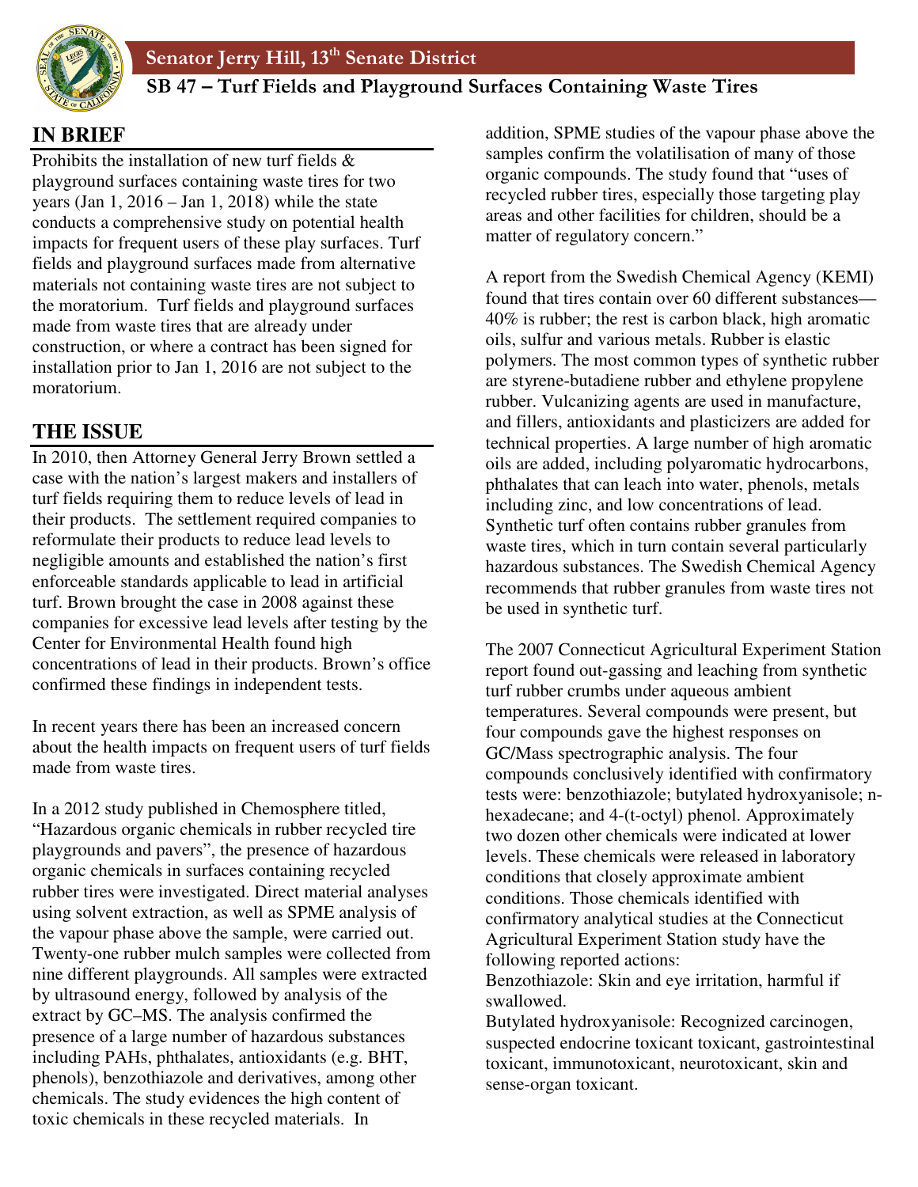# Senator Jerry Hill, 13th Senate District

## SB 47 – Turf Fields and Playground Surfaces Containing Waste Tires

## IN BRIEF

Prohibits the installation of new turf fields & playground surfaces containing waste tires for two years (Jan 1, 2016 – Jan 1, 2018) while the state conducts a comprehensive study on potential health impacts for frequent users of these play surfaces. Turf fields and playground surfaces made from alternative materials not containing waste tires are not subject to the moratorium. Turf fields and playground surfaces made from waste tires that are already under construction, or where a contract has been signed for installation prior to Jan 1, 2016 are not subject to the moratorium.

## THE ISSUE

In 2010, then Attorney General Jerry Brown settled a case with the nation's largest makers and installers of turf fields requiring them to reduce levels of lead in their products. The settlement required companies to reformulate their products to reduce lead levels to negligible amounts and established the nation's first enforceable standards applicable to lead in artificial turf. Brown brought the case in 2008 against these companies for excessive lead levels after testing by the Center for Environmental Health found high concentrations of lead in their products. Brown's office confirmed these findings in independent tests.

In recent years there has been an increased concern about the health impacts on frequent users of turf fields made from waste tires.

In a 2012 study published in Chemosphere titled, "Hazardous organic chemicals in rubber recycled tire playgrounds and pavers", the presence of hazardous organic chemicals in surfaces containing recycled rubber tires were investigated. Direct material analyses using solvent extraction, as well as SPME analysis of the vapour phase above the sample, were carried out. Twenty-one rubber mulch samples were collected from nine different playgrounds. All samples were extracted by ultrasound energy, followed by analysis of the extract by GC–MS. The analysis confirmed the presence of a large number of hazardous substances including PAHs, phthalates, antioxidants (e.g. BHT, phenols), benzothiazole and derivatives, among other chemicals. The study evidences the high content of toxic chemicals in these recycled materials. In addition, SPME studies of the vapour phase above the samples confirm the volatilisation of many of those organic compounds. The study found that "uses of recycled rubber tires, especially those targeting play areas and other facilities for children, should be a matter of regulatory concern."

A report from the Swedish Chemical Agency (KEMI) found that tires contain over 60 different substances—40% is rubber; the rest is carbon black, high aromatic oils, sulfur and various metals. Rubber is elastic polymers. The most common types of synthetic rubber are styrene-butadiene rubber and ethylene propylene rubber. Vulcanizing agents are used in manufacture, and fillers, antioxidants and plasticizers are added for technical properties. A large number of high aromatic oils are added, including polyaromatic hydrocarbons, phthalates that can leach into water, phenols, metals including zinc, and low concentrations of lead. Synthetic turf often contains rubber granules from waste tires, which in turn contain several particularly hazardous substances. The Swedish Chemical Agency recommends that rubber granules from waste tires not be used in synthetic turf.

The 2007 Connecticut Agricultural Experiment Station report found out-gassing and leaching from synthetic turf rubber crumbs under aqueous ambient temperatures. Several compounds were present, but four compounds gave the highest responses on GC/Mass spectrographic analysis. The four compounds conclusively identified with confirmatory tests were: benzothiazole; butylated hydroxyanisole; n-hexadecane; and 4-(t-octyl) phenol. Approximately two dozen other chemicals were indicated at lower levels. These chemicals were released in laboratory conditions that closely approximate ambient conditions. Those chemicals identified with confirmatory analytical studies at the Connecticut Agricultural Experiment Station study have the following reported actions:

Benzothiazole: Skin and eye irritation, harmful if swallowed.

Butylated hydroxyanisole: Recognized carcinogen, suspected endocrine toxicant toxicant, gastrointestinal toxicant, immunotoxicant, neurotoxicant, skin and sense-organ toxicant.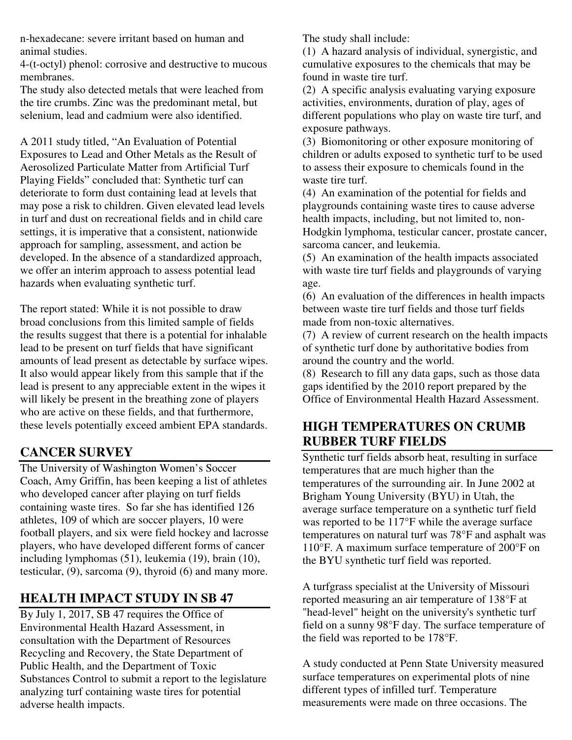n-hexadecane: severe irritant based on human and animal studies.

4-(t-octyl) phenol: corrosive and destructive to mucous membranes.

The study also detected metals that were leached from the tire crumbs. Zinc was the predominant metal, but selenium, lead and cadmium were also identified.

A 2011 study titled, "An Evaluation of Potential Exposures to Lead and Other Metals as the Result of Aerosolized Particulate Matter from Artificial Turf Playing Fields" concluded that: Synthetic turf can deteriorate to form dust containing lead at levels that may pose a risk to children. Given elevated lead levels in turf and dust on recreational fields and in child care settings, it is imperative that a consistent, nationwide approach for sampling, assessment, and action be developed. In the absence of a standardized approach, we offer an interim approach to assess potential lead hazards when evaluating synthetic turf.

The report stated: While it is not possible to draw broad conclusions from this limited sample of fields the results suggest that there is a potential for inhalable lead to be present on turf fields that have significant amounts of lead present as detectable by surface wipes. It also would appear likely from this sample that if the lead is present to any appreciable extent in the wipes it will likely be present in the breathing zone of players who are active on these fields, and that furthermore, these levels potentially exceed ambient EPA standards.

## CANCER SURVEY

The University of Washington Women's Soccer Coach, Amy Griffin, has been keeping a list of athletes who developed cancer after playing on turf fields containing waste tires. So far she has identified 126 athletes, 109 of which are soccer players, 10 were football players, and six were field hockey and lacrosse players, who have developed different forms of cancer including lymphomas (51), leukemia (19), brain (10), testicular, (9), sarcoma (9), thyroid (6) and many more.

## HEALTH IMPACT STUDY IN SB 47

By July 1, 2017, SB 47 requires the Office of Environmental Health Hazard Assessment, in consultation with the Department of Resources Recycling and Recovery, the State Department of Public Health, and the Department of Toxic Substances Control to submit a report to the legislature analyzing turf containing waste tires for potential adverse health impacts.

The study shall include:

(1) A hazard analysis of individual, synergistic, and cumulative exposures to the chemicals that may be found in waste tire turf.

(2) A specific analysis evaluating varying exposure activities, environments, duration of play, ages of different populations who play on waste tire turf, and exposure pathways.

(3) Biomonitoring or other exposure monitoring of children or adults exposed to synthetic turf to be used to assess their exposure to chemicals found in the waste tire turf.

(4) An examination of the potential for fields and playgrounds containing waste tires to cause adverse health impacts, including, but not limited to, non-Hodgkin lymphoma, testicular cancer, prostate cancer, sarcoma cancer, and leukemia.

(5) An examination of the health impacts associated with waste tire turf fields and playgrounds of varying age.

(6) An evaluation of the differences in health impacts between waste tire turf fields and those turf fields made from non-toxic alternatives.

(7) A review of current research on the health impacts of synthetic turf done by authoritative bodies from around the country and the world.

(8) Research to fill any data gaps, such as those data gaps identified by the 2010 report prepared by the Office of Environmental Health Hazard Assessment.

## HIGH TEMPERATURES ON CRUMB RUBBER TURF FIELDS

Synthetic turf fields absorb heat, resulting in surface temperatures that are much higher than the temperatures of the surrounding air. In June 2002 at Brigham Young University (BYU) in Utah, the average surface temperature on a synthetic turf field was reported to be 117°F while the average surface temperatures on natural turf was 78°F and asphalt was 110°F. A maximum surface temperature of 200°F on the BYU synthetic turf field was reported.

A turfgrass specialist at the University of Missouri reported measuring an air temperature of 138°F at "head-level" height on the university's synthetic turf field on a sunny 98°F day. The surface temperature of the field was reported to be 178°F.

A study conducted at Penn State University measured surface temperatures on experimental plots of nine different types of infilled turf. Temperature measurements were made on three occasions. The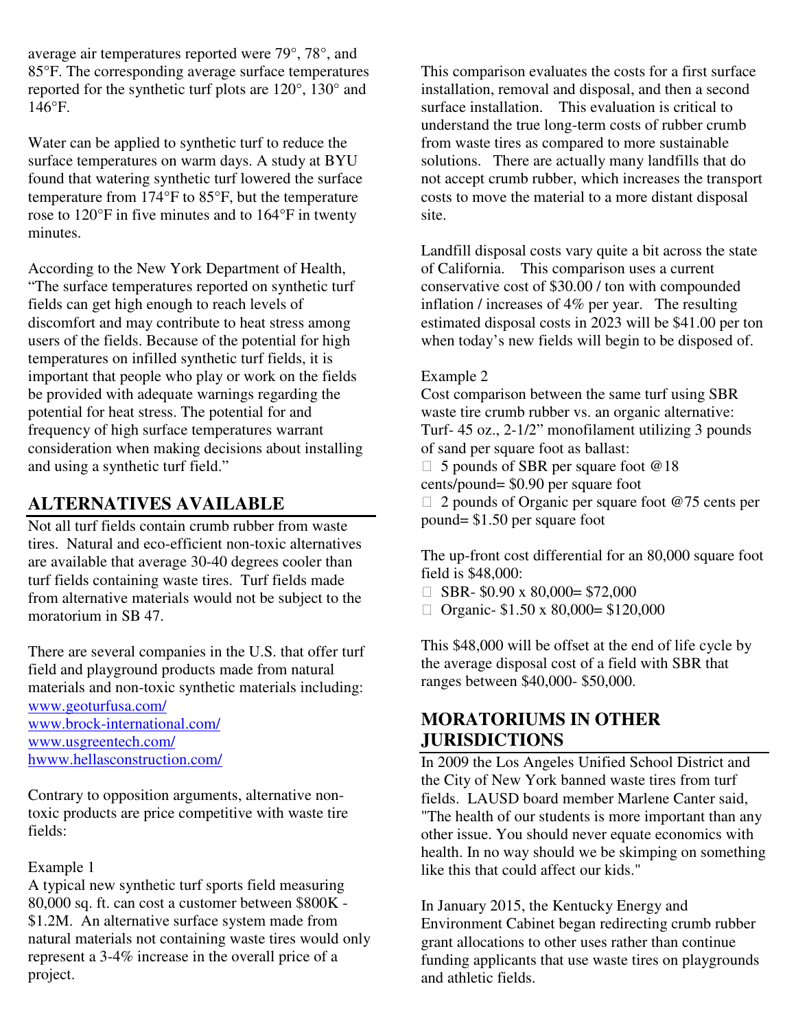average air temperatures reported were 79°, 78°, and 85°F. The corresponding average surface temperatures reported for the synthetic turf plots are 120°, 130° and 146°F.

Water can be applied to synthetic turf to reduce the surface temperatures on warm days. A study at BYU found that watering synthetic turf lowered the surface temperature from 174°F to 85°F, but the temperature rose to 120°F in five minutes and to 164°F in twenty minutes.

According to the New York Department of Health, "The surface temperatures reported on synthetic turf fields can get high enough to reach levels of discomfort and may contribute to heat stress among users of the fields. Because of the potential for high temperatures on infilled synthetic turf fields, it is important that people who play or work on the fields be provided with adequate warnings regarding the potential for heat stress. The potential for and frequency of high surface temperatures warrant consideration when making decisions about installing and using a synthetic turf field."

## ALTERNATIVES AVAILABLE

Not all turf fields contain crumb rubber from waste tires. Natural and eco-efficient non-toxic alternatives are available that average 30-40 degrees cooler than turf fields containing waste tires. Turf fields made from alternative materials would not be subject to the moratorium in SB 47.

There are several companies in the U.S. that offer turf field and playground products made from natural materials and non-toxic synthetic materials including:
www.geoturfusa.com/
www.brock-international.com/
www.usgreentech.com/
hwww.hellasconstruction.com/

Contrary to opposition arguments, alternative non-toxic products are price competitive with waste tire fields:

Example 1
A typical new synthetic turf sports field measuring 80,000 sq. ft. can cost a customer between $800K - $1.2M. An alternative surface system made from natural materials not containing waste tires would only represent a 3-4% increase in the overall price of a project.

This comparison evaluates the costs for a first surface installation, removal and disposal, and then a second surface installation. This evaluation is critical to understand the true long-term costs of rubber crumb from waste tires as compared to more sustainable solutions. There are actually many landfills that do not accept crumb rubber, which increases the transport costs to move the material to a more distant disposal site.

Landfill disposal costs vary quite a bit across the state of California. This comparison uses a current conservative cost of $30.00 / ton with compounded inflation / increases of 4% per year. The resulting estimated disposal costs in 2023 will be $41.00 per ton when today's new fields will begin to be disposed of.

Example 2
Cost comparison between the same turf using SBR waste tire crumb rubber vs. an organic alternative: Turf- 45 oz., 2-1/2" monofilament utilizing 3 pounds of sand per square foot as ballast:

- 5 pounds of SBR per square foot @18 cents/pound= $0.90 per square foot
- 2 pounds of Organic per square foot @75 cents per pound= $1.50 per square foot

The up-front cost differential for an 80,000 square foot field is $48,000:

- SBR- $0.90 x 80,000= $72,000
- Organic- $1.50 x 80,000= $120,000

This $48,000 will be offset at the end of life cycle by the average disposal cost of a field with SBR that ranges between $40,000- $50,000.

## MORATORIUMS IN OTHER JURISDICTIONS

In 2009 the Los Angeles Unified School District and the City of New York banned waste tires from turf fields. LAUSD board member Marlene Canter said, "The health of our students is more important than any other issue. You should never equate economics with health. In no way should we be skimping on something like this that could affect our kids."

In January 2015, the Kentucky Energy and Environment Cabinet began redirecting crumb rubber grant allocations to other uses rather than continue funding applicants that use waste tires on playgrounds and athletic fields.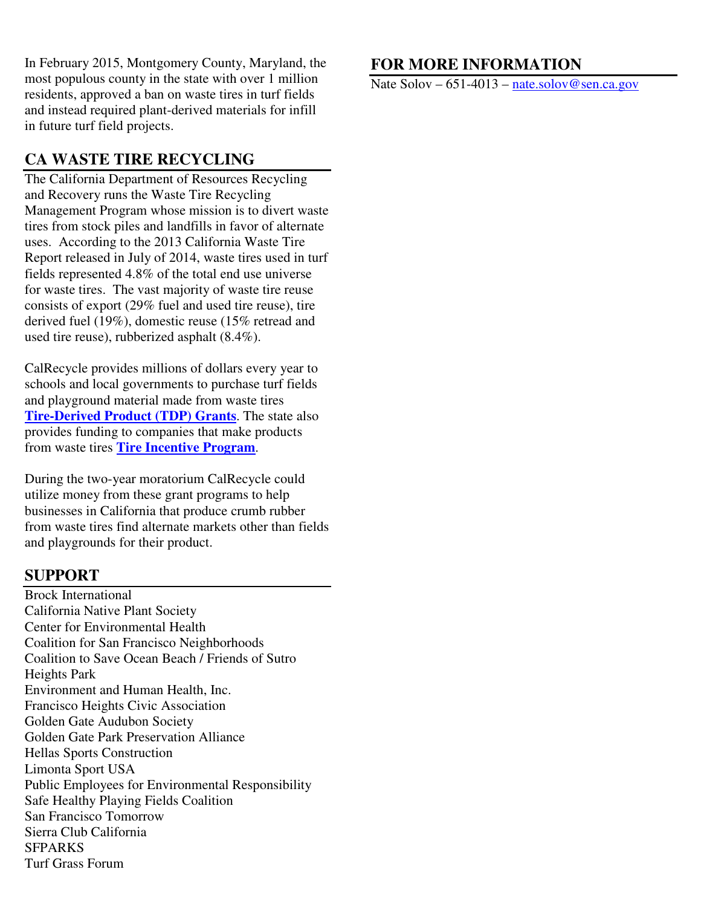In February 2015, Montgomery County, Maryland, the most populous county in the state with over 1 million residents, approved a ban on waste tires in turf fields and instead required plant-derived materials for infill in future turf field projects.

## CA WASTE TIRE RECYCLING

The California Department of Resources Recycling and Recovery runs the Waste Tire Recycling Management Program whose mission is to divert waste tires from stock piles and landfills in favor of alternate uses. According to the 2013 California Waste Tire Report released in July of 2014, waste tires used in turf fields represented 4.8% of the total end use universe for waste tires. The vast majority of waste tire reuse consists of export (29% fuel and used tire reuse), tire derived fuel (19%), domestic reuse (15% retread and used tire reuse), rubberized asphalt (8.4%).

CalRecycle provides millions of dollars every year to schools and local governments to purchase turf fields and playground material made from waste tires **Tire-Derived Product (TDP) Grants**. The state also provides funding to companies that make products from waste tires **Tire Incentive Program**.

During the two-year moratorium CalRecycle could utilize money from these grant programs to help businesses in California that produce crumb rubber from waste tires find alternate markets other than fields and playgrounds for their product.

## SUPPORT

Brock International
California Native Plant Society
Center for Environmental Health
Coalition for San Francisco Neighborhoods
Coalition to Save Ocean Beach / Friends of Sutro Heights Park
Environment and Human Health, Inc.
Francisco Heights Civic Association
Golden Gate Audubon Society
Golden Gate Park Preservation Alliance
Hellas Sports Construction
Limonta Sport USA
Public Employees for Environmental Responsibility
Safe Healthy Playing Fields Coalition
San Francisco Tomorrow
Sierra Club California
SFPARKS
Turf Grass Forum

## FOR MORE INFORMATION

Nate Solov – 651-4013 – nate.solov@sen.ca.gov